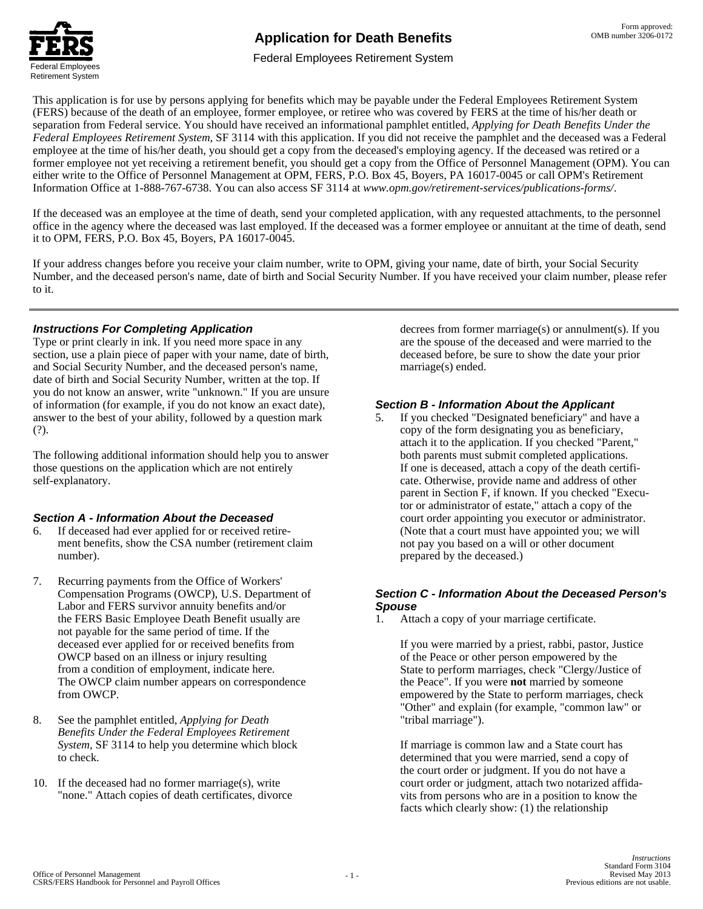# Application for Death Benefits

Federal Employees Retirement System

Form approved:
OMB number 3206-0172

FERS
Federal Employees Retirement System

This application is for use by persons applying for benefits which may be payable under the Federal Employees Retirement System (FERS) because of the death of an employee, former employee, or retiree who was covered by FERS at the time of his/her death or separation from Federal service. You should have received an informational pamphlet entitled, *Applying for Death Benefits Under the Federal Employees Retirement System*, SF 3114 with this application. If you did not receive the pamphlet and the deceased was a Federal employee at the time of his/her death, you should get a copy from the deceased's employing agency. If the deceased was retired or a former employee not yet receiving a retirement benefit, you should get a copy from the Office of Personnel Management (OPM). You can either write to the Office of Personnel Management at OPM, FERS, P.O. Box 45, Boyers, PA 16017-0045 or call OPM's Retirement Information Office at 1-888-767-6738. You can also access SF 3114 at *www.opm.gov/retirement-services/publications-forms/*.

If the deceased was an employee at the time of death, send your completed application, with any requested attachments, to the personnel office in the agency where the deceased was last employed. If the deceased was a former employee or annuitant at the time of death, send it to OPM, FERS, P.O. Box 45, Boyers, PA 16017-0045.

If your address changes before you receive your claim number, write to OPM, giving your name, date of birth, your Social Security Number, and the deceased person's name, date of birth and Social Security Number. If you have received your claim number, please refer to it.

### *Instructions For Completing Application*

Type or print clearly in ink. If you need more space in any section, use a plain piece of paper with your name, date of birth, and Social Security Number, and the deceased person's name, date of birth and Social Security Number, written at the top. If you do not know an answer, write "unknown." If you are unsure of information (for example, if you do not know an exact date), answer to the best of your ability, followed by a question mark (?).

The following additional information should help you to answer those questions on the application which are not entirely self-explanatory.

### *Section A - Information About the Deceased*

6. If deceased had ever applied for or received retirement benefits, show the CSA number (retirement claim number).

7. Recurring payments from the Office of Workers' Compensation Programs (OWCP), U.S. Department of Labor and FERS survivor annuity benefits and/or the FERS Basic Employee Death Benefit usually are not payable for the same period of time. If the deceased ever applied for or received benefits from OWCP based on an illness or injury resulting from a condition of employment, indicate here. The OWCP claim number appears on correspondence from OWCP.

8. See the pamphlet entitled, *Applying for Death Benefits Under the Federal Employees Retirement System*, SF 3114 to help you determine which block to check.

10. If the deceased had no former marriage(s), write "none." Attach copies of death certificates, divorce decrees from former marriage(s) or annulment(s). If you are the spouse of the deceased and were married to the deceased before, be sure to show the date your prior marriage(s) ended.

### *Section B - Information About the Applicant*

5. If you checked "Designated beneficiary" and have a copy of the form designating you as beneficiary, attach it to the application. If you checked "Parent," both parents must submit completed applications. If one is deceased, attach a copy of the death certificate. Otherwise, provide name and address of other parent in Section F, if known. If you checked "Executor or administrator of estate," attach a copy of the court order appointing you executor or administrator. (Note that a court must have appointed you; we will not pay you based on a will or other document prepared by the deceased.)

### *Section C - Information About the Deceased Person's Spouse*

1. Attach a copy of your marriage certificate.

   If you were married by a priest, rabbi, pastor, Justice of the Peace or other person empowered by the State to perform marriages, check "Clergy/Justice of the Peace". If you were **not** married by someone empowered by the State to perform marriages, check "Other" and explain (for example, "common law" or "tribal marriage").

   If marriage is common law and a State court has determined that you were married, send a copy of the court order or judgment. If you do not have a court order or judgment, attach two notarized affidavits from persons who are in a position to know the facts which clearly show: (1) the relationship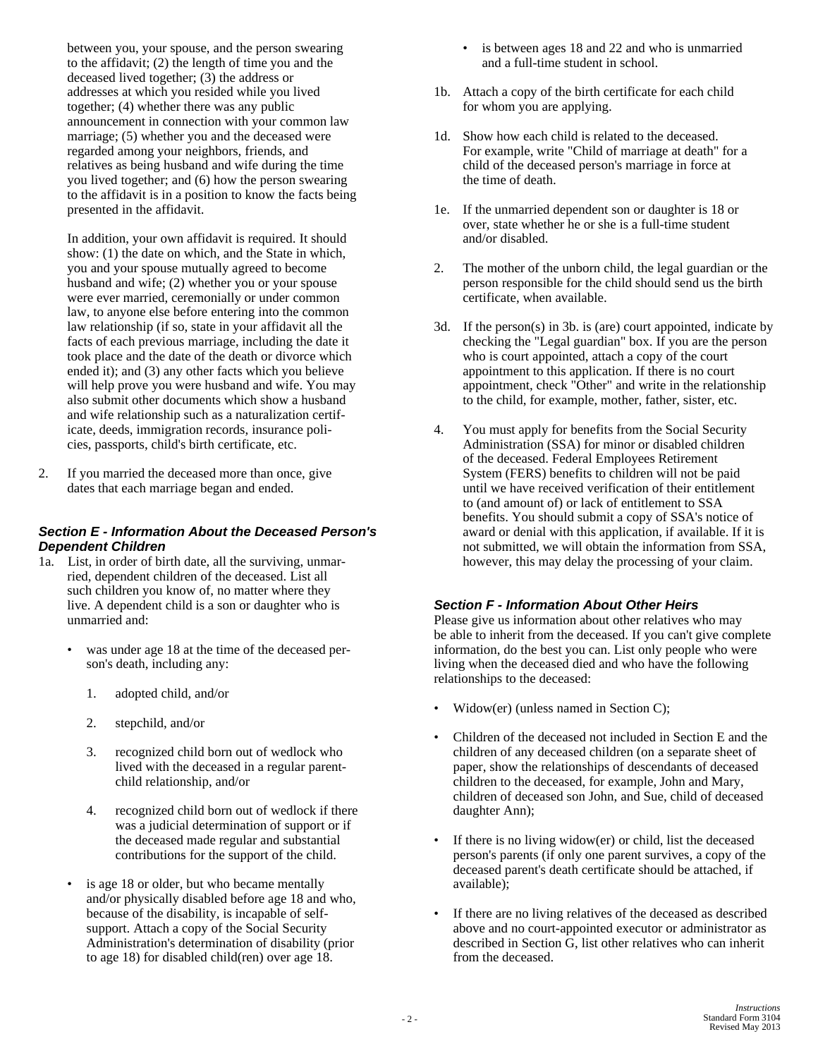between you, your spouse, and the person swearing to the affidavit; (2) the length of time you and the deceased lived together; (3) the address or addresses at which you resided while you lived together; (4) whether there was any public announcement in connection with your common law marriage; (5) whether you and the deceased were regarded among your neighbors, friends, and relatives as being husband and wife during the time you lived together; and (6) how the person swearing to the affidavit is in a position to know the facts being presented in the affidavit.

In addition, your own affidavit is required. It should show: (1) the date on which, and the State in which, you and your spouse mutually agreed to become husband and wife; (2) whether you or your spouse were ever married, ceremonially or under common law, to anyone else before entering into the common law relationship (if so, state in your affidavit all the facts of each previous marriage, including the date it took place and the date of the death or divorce which ended it); and (3) any other facts which you believe will help prove you were husband and wife. You may also submit other documents which show a husband and wife relationship such as a naturalization certificate, deeds, immigration records, insurance policies, passports, child's birth certificate, etc.

2. If you married the deceased more than once, give dates that each marriage began and ended.

### *Section E - Information About the Deceased Person's Dependent Children*

1a. List, in order of birth date, all the surviving, unmarried, dependent children of the deceased. List all such children you know of, no matter where they live. A dependent child is a son or daughter who is unmarried and:

- was under age 18 at the time of the deceased person's death, including any:
    1. adopted child, and/or
    2. stepchild, and/or
    3. recognized child born out of wedlock who lived with the deceased in a regular parent-child relationship, and/or
    4. recognized child born out of wedlock if there was a judicial determination of support or if the deceased made regular and substantial contributions for the support of the child.
- is age 18 or older, but who became mentally and/or physically disabled before age 18 and who, because of the disability, is incapable of self-support. Attach a copy of the Social Security Administration's determination of disability (prior to age 18) for disabled child(ren) over age 18.
- is between ages 18 and 22 and who is unmarried and a full-time student in school.

1b. Attach a copy of the birth certificate for each child for whom you are applying.

1d. Show how each child is related to the deceased. For example, write "Child of marriage at death" for a child of the deceased person's marriage in force at the time of death.

1e. If the unmarried dependent son or daughter is 18 or over, state whether he or she is a full-time student and/or disabled.

2. The mother of the unborn child, the legal guardian or the person responsible for the child should send us the birth certificate, when available.

3d. If the person(s) in 3b. is (are) court appointed, indicate by checking the "Legal guardian" box. If you are the person who is court appointed, attach a copy of the court appointment to this application. If there is no court appointment, check "Other" and write in the relationship to the child, for example, mother, father, sister, etc.

4. You must apply for benefits from the Social Security Administration (SSA) for minor or disabled children of the deceased. Federal Employees Retirement System (FERS) benefits to children will not be paid until we have received verification of their entitlement to (and amount of) or lack of entitlement to SSA benefits. You should submit a copy of SSA's notice of award or denial with this application, if available. If it is not submitted, we will obtain the information from SSA, however, this may delay the processing of your claim.

### *Section F - Information About Other Heirs*

Please give us information about other relatives who may be able to inherit from the deceased. If you can't give complete information, do the best you can. List only people who were living when the deceased died and who have the following relationships to the deceased:

- Widow(er) (unless named in Section C);
- Children of the deceased not included in Section E and the children of any deceased children (on a separate sheet of paper, show the relationships of descendants of deceased children to the deceased, for example, John and Mary, children of deceased son John, and Sue, child of deceased daughter Ann);
- If there is no living widow(er) or child, list the deceased person's parents (if only one parent survives, a copy of the deceased parent's death certificate should be attached, if available);
- If there are no living relatives of the deceased as described above and no court-appointed executor or administrator as described in Section G, list other relatives who can inherit from the deceased.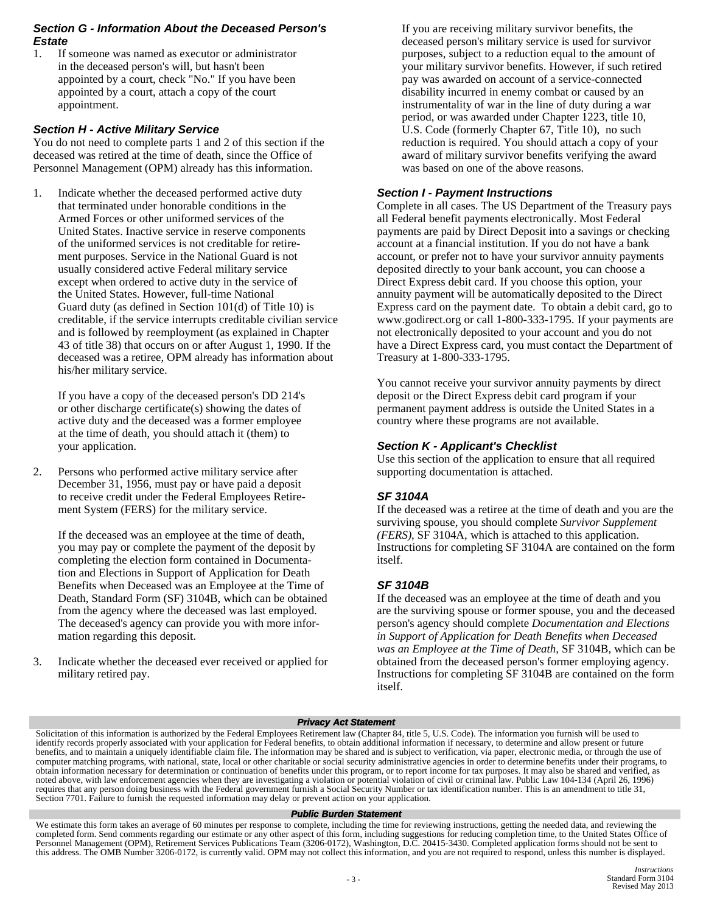### Section G - Information About the Deceased Person's Estate

1. If someone was named as executor or administrator in the deceased person's will, but hasn't been appointed by a court, check "No." If you have been appointed by a court, attach a copy of the court appointment.

### Section H - Active Military Service

You do not need to complete parts 1 and 2 of this section if the deceased was retired at the time of death, since the Office of Personnel Management (OPM) already has this information.

1. Indicate whether the deceased performed active duty that terminated under honorable conditions in the Armed Forces or other uniformed services of the United States. Inactive service in reserve components of the uniformed services is not creditable for retirement purposes. Service in the National Guard is not usually considered active Federal military service except when ordered to active duty in the service of the United States. However, full-time National Guard duty (as defined in Section 101(d) of Title 10) is creditable, if the service interrupts creditable civilian service and is followed by reemployment (as explained in Chapter 43 of title 38) that occurs on or after August 1, 1990. If the deceased was a retiree, OPM already has information about his/her military service.

   If you have a copy of the deceased person's DD 214's or other discharge certificate(s) showing the dates of active duty and the deceased was a former employee at the time of death, you should attach it (them) to your application.

2. Persons who performed active military service after December 31, 1956, must pay or have paid a deposit to receive credit under the Federal Employees Retirement System (FERS) for the military service.

   If the deceased was an employee at the time of death, you may pay or complete the payment of the deposit by completing the election form contained in Documentation and Elections in Support of Application for Death Benefits when Deceased was an Employee at the Time of Death, Standard Form (SF) 3104B, which can be obtained from the agency where the deceased was last employed. The deceased's agency can provide you with more information regarding this deposit.

3. Indicate whether the deceased ever received or applied for military retired pay.

   If you are receiving military survivor benefits, the deceased person's military service is used for survivor purposes, subject to a reduction equal to the amount of your military survivor benefits. However, if such retired pay was awarded on account of a service-connected disability incurred in enemy combat or caused by an instrumentality of war in the line of duty during a war period, or was awarded under Chapter 1223, title 10, U.S. Code (formerly Chapter 67, Title 10), no such reduction is required. You should attach a copy of your award of military survivor benefits verifying the award was based on one of the above reasons.

### Section I - Payment Instructions

Complete in all cases. The US Department of the Treasury pays all Federal benefit payments electronically. Most Federal payments are paid by Direct Deposit into a savings or checking account at a financial institution. If you do not have a bank account, or prefer not to have your survivor annuity payments deposited directly to your bank account, you can choose a Direct Express debit card. If you choose this option, your annuity payment will be automatically deposited to the Direct Express card on the payment date. To obtain a debit card, go to www.godirect.org or call 1-800-333-1795. If your payments are not electronically deposited to your account and you do not have a Direct Express card, you must contact the Department of Treasury at 1-800-333-1795.

You cannot receive your survivor annuity payments by direct deposit or the Direct Express debit card program if your permanent payment address is outside the United States in a country where these programs are not available.

### Section K - Applicant's Checklist

Use this section of the application to ensure that all required supporting documentation is attached.

### SF 3104A

If the deceased was a retiree at the time of death and you are the surviving spouse, you should complete *Survivor Supplement (FERS)*, SF 3104A, which is attached to this application. Instructions for completing SF 3104A are contained on the form itself.

### SF 3104B

If the deceased was an employee at the time of death and you are the surviving spouse or former spouse, you and the deceased person's agency should complete *Documentation and Elections in Support of Application for Death Benefits when Deceased was an Employee at the Time of Death*, SF 3104B, which can be obtained from the deceased person's former employing agency. Instructions for completing SF 3104B are contained on the form itself.

### Privacy Act Statement

Solicitation of this information is authorized by the Federal Employees Retirement law (Chapter 84, title 5, U.S. Code). The information you furnish will be used to identify records properly associated with your application for Federal benefits, to obtain additional information if necessary, to determine and allow present or future benefits, and to maintain a uniquely identifiable claim file. The information may be shared and is subject to verification, via paper, electronic media, or through the use of computer matching programs, with national, state, local or other charitable or social security administrative agencies in order to determine benefits under their programs, to obtain information necessary for determination or continuation of benefits under this program, or to report income for tax purposes. It may also be shared and verified, as noted above, with law enforcement agencies when they are investigating a violation or potential violation of civil or criminal law. Public Law 104-134 (April 26, 1996) requires that any person doing business with the Federal government furnish a Social Security Number or tax identification number. This is an amendment to title 31, Section 7701. Failure to furnish the requested information may delay or prevent action on your application.

### Public Burden Statement

We estimate this form takes an average of 60 minutes per response to complete, including the time for reviewing instructions, getting the needed data, and reviewing the completed form. Send comments regarding our estimate or any other aspect of this form, including suggestions for reducing completion time, to the United States Office of Personnel Management (OPM), Retirement Services Publications Team (3206-0172), Washington, D.C. 20415-3430. Completed application forms should not be sent to this address. The OMB Number 3206-0172, is currently valid. OPM may not collect this information, and you are not required to respond, unless this number is displayed.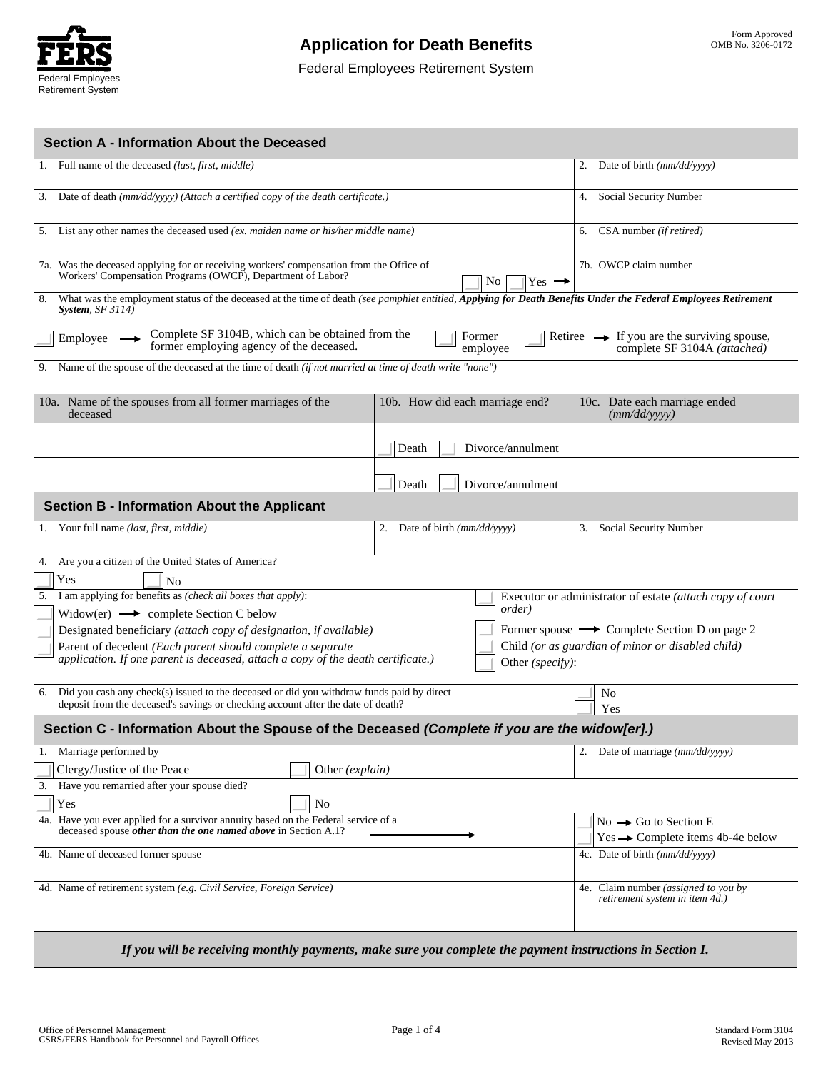# Application for Death Benefits

Federal Employees Retirement System

FERS
Federal Employees Retirement System

Form Approved
OMB No. 3206-0172

## Section A - Information About the Deceased

| | |
|---|---|
| 1. Full name of the deceased *(last, first, middle)* | 2. Date of birth *(mm/dd/yyyy)* |
| 3. Date of death *(mm/dd/yyyy) (Attach a certified copy of the death certificate.)* | 4. Social Security Number |
| 5. List any other names the deceased used *(ex. maiden name or his/her middle name)* | 6. CSA number *(if retired)* |
| 7a. Was the deceased applying for or receiving workers' compensation from the Office of Workers' Compensation Programs (OWCP), Department of Labor? ☐ No ☐ Yes → | 7b. OWCP claim number |

8. What was the employment status of the deceased at the time of death *(see pamphlet entitled, **Applying for Death Benefits Under the Federal Employees Retirement System**, SF 3114)*

☐ Employee → Complete SF 3104B, which can be obtained from the former employing agency of the deceased.
☐ Former employee
☐ Retiree → If you are the surviving spouse, complete SF 3104A *(attached)*

9. Name of the spouse of the deceased at the time of death *(if not married at time of death write "none")*

| 10a. Name of the spouses from all former marriages of the deceased | 10b. How did each marriage end? | 10c. Date each marriage ended *(mm/dd/yyyy)* |
|---|---|---|
| | ☐ Death ☐ Divorce/annulment | |
| | ☐ Death ☐ Divorce/annulment | |

## Section B - Information About the Applicant

| | | |
|---|---|---|
| 1. Your full name *(last, first, middle)* | 2. Date of birth *(mm/dd/yyyy)* | 3. Social Security Number |

4. Are you a citizen of the United States of America?

☐ Yes ☐ No

5. I am applying for benefits as *(check all boxes that apply)*:

☐ Widow(er) → complete Section C below
☐ Designated beneficiary *(attach copy of designation, if available)*
☐ Parent of decedent *(Each parent should complete a separate application. If one parent is deceased, attach a copy of the death certificate.)*
☐ Executor or administrator of estate *(attach copy of court order)*
☐ Former spouse → Complete Section D on page 2
☐ Child *(or as guardian of minor or disabled child)*
☐ Other *(specify)*:

6. Did you cash any check(s) issued to the deceased or did you withdraw funds paid by direct deposit from the deceased's savings or checking account after the date of death? ☐ No ☐ Yes

## Section C - Information About the Spouse of the Deceased *(Complete if you are the widow[er].)*

1. Marriage performed by

☐ Clergy/Justice of the Peace ☐ Other *(explain)*

2. Date of marriage *(mm/dd/yyyy)*

3. Have you remarried after your spouse died?

☐ Yes ☐ No

4a. Have you ever applied for a survivor annuity based on the Federal service of a deceased spouse ***other than the one named above*** in Section A.1? →

☐ No → Go to Section E
☐ Yes → Complete items 4b-4e below

| | |
|---|---|
| 4b. Name of deceased former spouse | 4c. Date of birth *(mm/dd/yyyy)* |
| 4d. Name of retirement system *(e.g. Civil Service, Foreign Service)* | 4e. Claim number *(assigned to you by retirement system in item 4d.)* |

***If you will be receiving monthly payments, make sure you complete the payment instructions in Section I.***

Office of Personnel Management
CSRS/FERS Handbook for Personnel and Payroll Offices

Standard Form 3104
Revised May 2013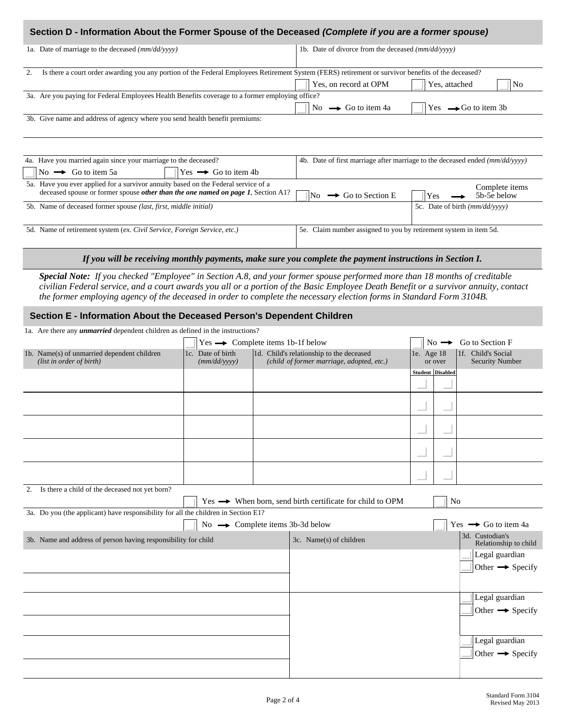## Section D - Information About the Former Spouse of the Deceased *(Complete if you are a former spouse)*

| | |
|---|---|
| 1a. Date of marriage to the deceased *(mm/dd/yyyy)* | 1b. Date of divorce from the deceased *(mm/dd/yyyy)* |

2. Is there a court order awarding you any portion of the Federal Employees Retirement System (FERS) retirement or survivor benefits of the deceased?

☐ Yes, on record at OPM ☐ Yes, attached ☐ No

3a. Are you paying for Federal Employees Health Benefits coverage to a former employing office?

☐ No → Go to item 4a ☐ Yes → Go to item 3b

3b. Give name and address of agency where you send health benefit premiums:

| | |
|---|---|
| 4a. Have you married again since your marriage to the deceased? ☐ No → Go to item 5a ☐ Yes → Go to item 4b | 4b. Date of first marriage after marriage to the deceased ended *(mm/dd/yyyy)* |

5a. Have you ever applied for a survivor annuity based on the Federal service of a deceased spouse or former spouse ***other than the one named on page 1***, Section A1?

☐ No → Go to Section E ☐ Yes → Complete items 5b-5e below

| | |
|---|---|
| 5b. Name of deceased former spouse *(last, first, middle initial)* | 5c. Date of birth *(mm/dd/yyyy)* |
| 5d. Name of retirement system (*ex. Civil Service, Foreign Service, etc.)* | 5e. Claim number assigned to you by retirement system in item 5d. |

***If you will be receiving monthly payments, make sure you complete the payment instructions in Section I.***

***Special Note:*** *If you checked "Employee" in Section A.8, and your former spouse performed more than 18 months of creditable civilian Federal service, and a court awards you all or a portion of the Basic Employee Death Benefit or a survivor annuity, contact the former employing agency of the deceased in order to complete the necessary election forms in Standard Form 3104B.*

## Section E - Information About the Deceased Person's Dependent Children

1a. Are there any ***unmarried*** dependent children as defined in the instructions?

☐ Yes → Complete items 1b-1f below ☐ No → Go to Section F

| 1b. Name(s) of unmarried dependent children *(list in order of birth)* | 1c. Date of birth *(mm/dd/yyyy)* | 1d. Child's relationship to the deceased *(child of former marriage, adopted, etc.)* | 1e. Age 18 or over Student | Disabled | 1f. Child's Social Security Number |
|---|---|---|---|---|---|
| | | | ☐ | ☐ | |
| | | | ☐ | ☐ | |
| | | | ☐ | ☐ | |
| | | | ☐ | ☐ | |
| | | | ☐ | ☐ | |

2. Is there a child of the deceased not yet born?

☐ Yes → When born, send birth certificate for child to OPM ☐ No

3a. Do you (the applicant) have responsibility for all the children in Section E1?

☐ No → Complete items 3b-3d below ☐ Yes → Go to item 4a

| 3b. Name and address of person having responsibility for child | 3c. Name(s) of children | 3d. Custodian's Relationship to child |
|---|---|---|
| | | ☐ Legal guardian ☐ Other → Specify |
| | | ☐ Legal guardian ☐ Other → Specify |
| | | ☐ Legal guardian ☐ Other → Specify |

Standard Form 3104
Revised May 2013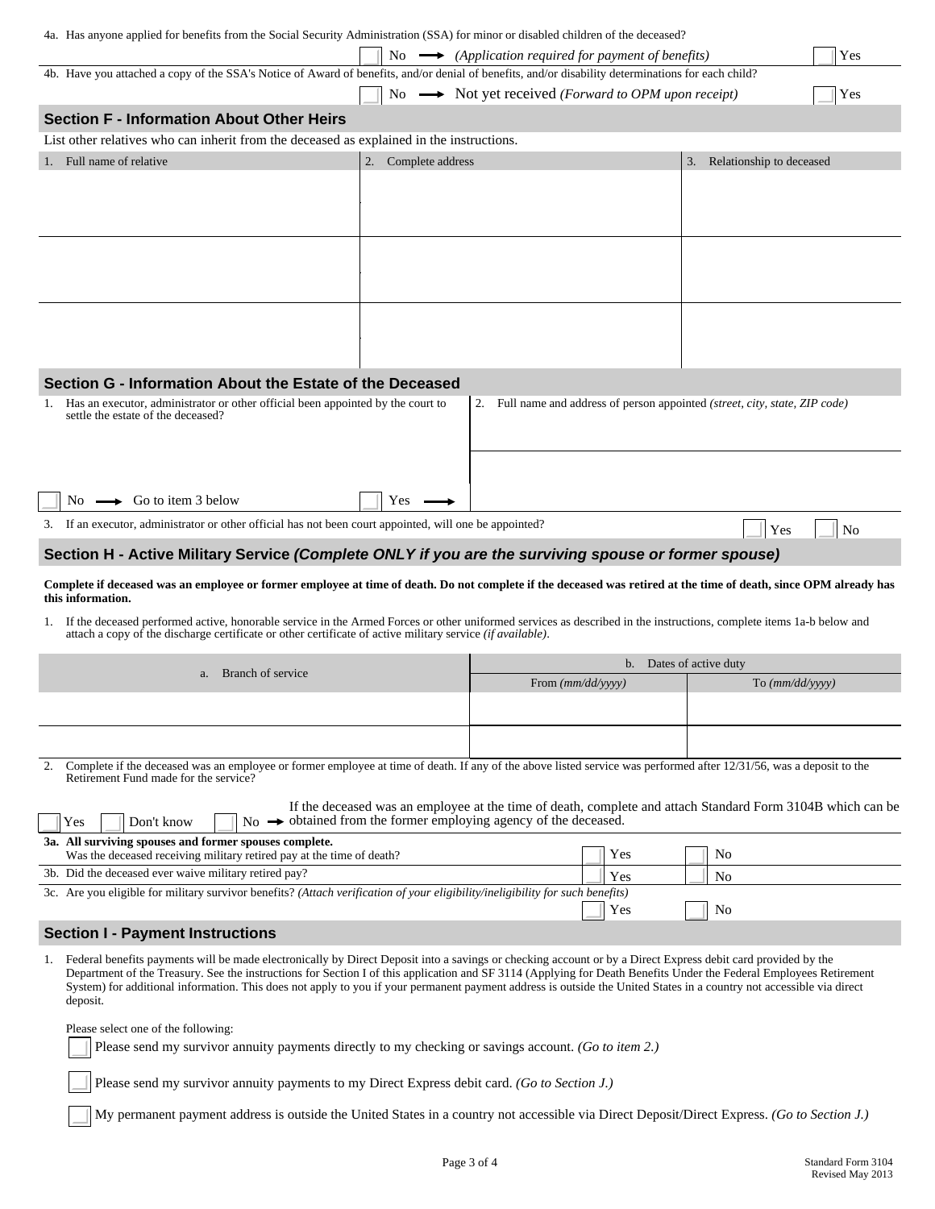4a. Has anyone applied for benefits from the Social Security Administration (SSA) for minor or disabled children of the deceased?

☐ No ⟶ *(Application required for payment of benefits)* ☐ Yes

4b. Have you attached a copy of the SSA's Notice of Award of benefits, and/or denial of benefits, and/or disability determinations for each child?

☐ No ⟶ Not yet received *(Forward to OPM upon receipt)* ☐ Yes

## Section F - Information About Other Heirs

List other relatives who can inherit from the deceased as explained in the instructions.

| 1. Full name of relative | 2. Complete address | 3. Relationship to deceased |
|---|---|---|
| | | |
| | | |
| | | |

## Section G - Information About the Estate of the Deceased

1. Has an executor, administrator or other official been appointed by the court to settle the estate of the deceased?

☐ No ⟶ Go to item 3 below ☐ Yes ⟶

2. Full name and address of person appointed *(street, city, state, ZIP code)*

3. If an executor, administrator or other official has not been court appointed, will one be appointed? ☐ Yes ☐ No

## Section H - Active Military Service *(Complete ONLY if you are the surviving spouse or former spouse)*

**Complete if deceased was an employee or former employee at time of death. Do not complete if the deceased was retired at the time of death, since OPM already has this information.**

1. If the deceased performed active, honorable service in the Armed Forces or other uniformed services as described in the instructions, complete items 1a-b below and attach a copy of the discharge certificate or other certificate of active military service *(if available)*.

| a. Branch of service | b. Dates of active duty | |
|---|---|---|
| | From *(mm/dd/yyyy)* | To *(mm/dd/yyyy)* |
| | | |
| | | |

2. Complete if the deceased was an employee or former employee at time of death. If any of the above listed service was performed after 12/31/56, was a deposit to the Retirement Fund made for the service?

☐ Yes ☐ Don't know ☐ No ⟶ If the deceased was an employee at the time of death, complete and attach Standard Form 3104B which can be obtained from the former employing agency of the deceased.

**3a. All surviving spouses and former spouses complete.**
Was the deceased receiving military retired pay at the time of death? ☐ Yes ☐ No

3b. Did the deceased ever waive military retired pay? ☐ Yes ☐ No

3c. Are you eligible for military survivor benefits? *(Attach verification of your eligibility/ineligibility for such benefits)* ☐ Yes ☐ No

## Section I - Payment Instructions

1. Federal benefits payments will be made electronically by Direct Deposit into a savings or checking account or by a Direct Express debit card provided by the Department of the Treasury. See the instructions for Section I of this application and SF 3114 (Applying for Death Benefits Under the Federal Employees Retirement System) for additional information. This does not apply to you if your permanent payment address is outside the United States in a country not accessible via direct deposit.

Please select one of the following:

☐ Please send my survivor annuity payments directly to my checking or savings account. *(Go to item 2.)*

☐ Please send my survivor annuity payments to my Direct Express debit card. *(Go to Section J.)*

☐ My permanent payment address is outside the United States in a country not accessible via Direct Deposit/Direct Express. *(Go to Section J.)*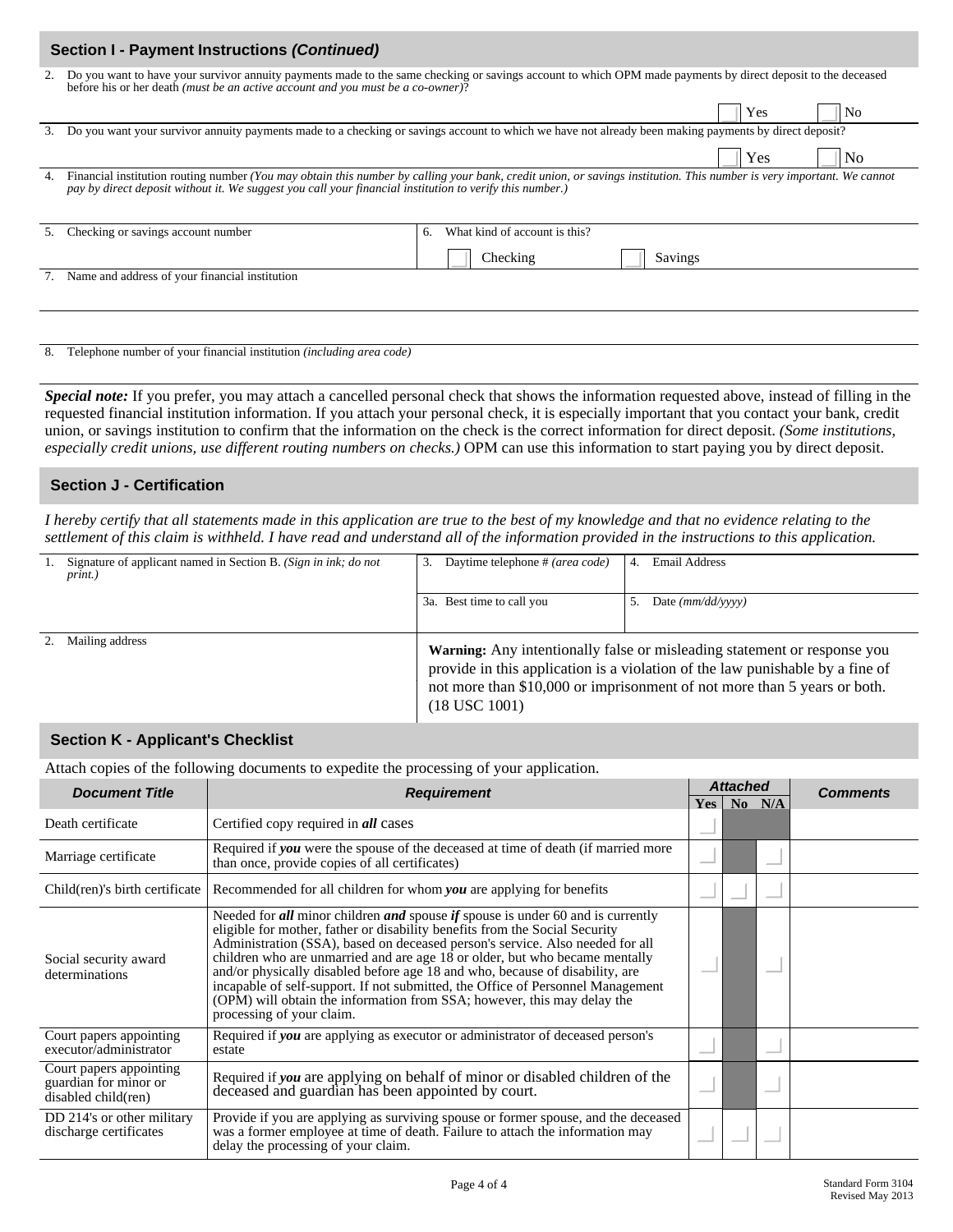## Section I - Payment Instructions *(Continued)*

2. Do you want to have your survivor annuity payments made to the same checking or savings account to which OPM made payments by direct deposit to the deceased before his or her death *(must be an active account and you must be a co-owner)*?

☐ Yes ☐ No

3. Do you want your survivor annuity payments made to a checking or savings account to which we have not already been making payments by direct deposit?

☐ Yes ☐ No

4. Financial institution routing number *(You may obtain this number by calling your bank, credit union, or savings institution. This number is very important. We cannot pay by direct deposit without it. We suggest you call your financial institution to verify this number.)*

5. Checking or savings account number

6. What kind of account is this?

☐ Checking ☐ Savings

7. Name and address of your financial institution

8. Telephone number of your financial institution *(including area code)*

***Special note:*** If you prefer, you may attach a cancelled personal check that shows the information requested above, instead of filling in the requested financial institution information. If you attach your personal check, it is especially important that you contact your bank, credit union, or savings institution to confirm that the information on the check is the correct information for direct deposit. *(Some institutions, especially credit unions, use different routing numbers on checks.)* OPM can use this information to start paying you by direct deposit.

## Section J - Certification

*I hereby certify that all statements made in this application are true to the best of my knowledge and that no evidence relating to the settlement of this claim is withheld. I have read and understand all of the information provided in the instructions to this application.*

1. Signature of applicant named in Section B. *(Sign in ink; do not print.)*

3. Daytime telephone # *(area code)*

4. Email Address

3a. Best time to call you

5. Date *(mm/dd/yyyy)*

2. Mailing address

**Warning:** Any intentionally false or misleading statement or response you provide in this application is a violation of the law punishable by a fine of not more than $10,000 or imprisonment of not more than 5 years or both. (18 USC 1001)

## Section K - Applicant's Checklist

Attach copies of the following documents to expedite the processing of your application.

| Document Title | Requirement | Attached | | | Comments |
|---|---|---|---|---|---|
| | | Yes | No | N/A | |
| Death certificate | Certified copy required in ***all*** cases | ☐ | | | |
| Marriage certificate | Required if ***you*** were the spouse of the deceased at time of death (if married more than once, provide copies of all certificates) | ☐ | | ☐ | |
| Child(ren)'s birth certificate | Recommended for all children for whom ***you*** are applying for benefits | ☐ | ☐ | ☐ | |
| Social security award determinations | Needed for ***all*** minor children ***and*** spouse ***if*** spouse is under 60 and is currently eligible for mother, father or disability benefits from the Social Security Administration (SSA), based on deceased person's service. Also needed for all children who are unmarried and are age 18 or older, but who became mentally and/or physically disabled before age 18 and who, because of disability, are incapable of self-support. If not submitted, the Office of Personnel Management (OPM) will obtain the information from SSA; however, this may delay the processing of your claim. | ☐ | | ☐ | |
| Court papers appointing executor/administrator | Required if ***you*** are applying as executor or administrator of deceased person's estate | ☐ | | ☐ | |
| Court papers appointing guardian for minor or disabled child(ren) | Required if ***you*** are applying on behalf of minor or disabled children of the deceased and guardian has been appointed by court. | ☐ | | ☐ | |
| DD 214's or other military discharge certificates | Provide if you are applying as surviving spouse or former spouse, and the deceased was a former employee at time of death. Failure to attach the information may delay the processing of your claim. | ☐ | ☐ | ☐ | |

Standard Form 3104
Revised May 2013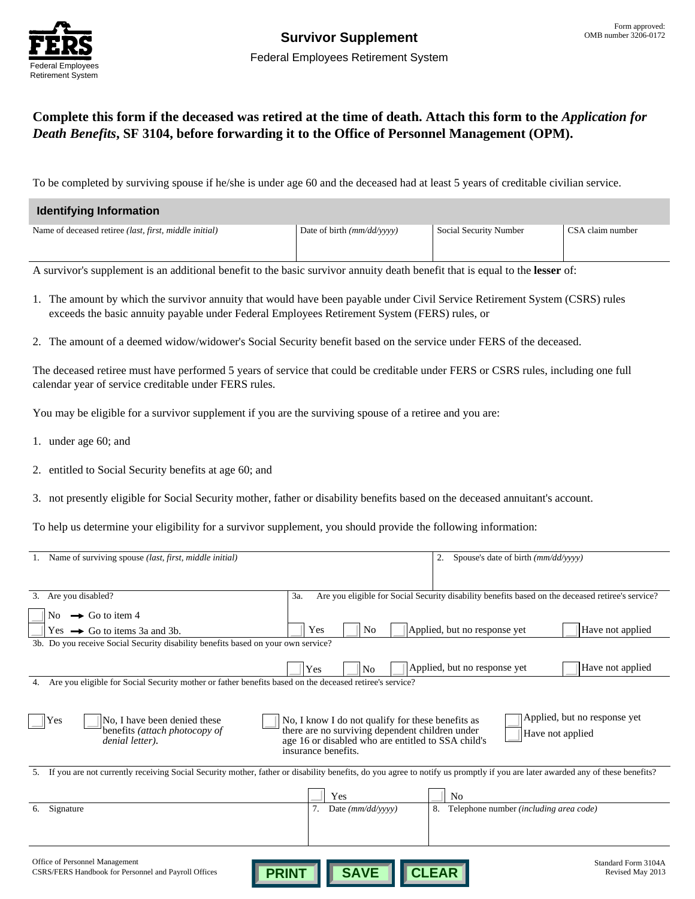FERS
Federal Employees Retirement System

# Survivor Supplement

Federal Employees Retirement System

Form approved:
OMB number 3206-0172

**Complete this form if the deceased was retired at the time of death. Attach this form to the *Application for Death Benefits*, SF 3104, before forwarding it to the Office of Personnel Management (OPM).**

To be completed by surviving spouse if he/she is under age 60 and the deceased had at least 5 years of creditable civilian service.

## Identifying Information

| Name of deceased retiree *(last, first, middle initial)* | Date of birth *(mm/dd/yyyy)* | Social Security Number | CSA claim number |
|---|---|---|---|
| | | | |

A survivor's supplement is an additional benefit to the basic survivor annuity death benefit that is equal to the **lesser** of:

1. The amount by which the survivor annuity that would have been payable under Civil Service Retirement System (CSRS) rules exceeds the basic annuity payable under Federal Employees Retirement System (FERS) rules, or
2. The amount of a deemed widow/widower's Social Security benefit based on the service under FERS of the deceased.

The deceased retiree must have performed 5 years of service that could be creditable under FERS or CSRS rules, including one full calendar year of service creditable under FERS rules.

You may be eligible for a survivor supplement if you are the surviving spouse of a retiree and you are:

1. under age 60; and
2. entitled to Social Security benefits at age 60; and
3. not presently eligible for Social Security mother, father or disability benefits based on the deceased annuitant's account.

To help us determine your eligibility for a survivor supplement, you should provide the following information:

1. Name of surviving spouse *(last, first, middle initial)*

2. Spouse's date of birth *(mm/dd/yyyy)*

3. Are you disabled?
   - ☐ No → Go to item 4
   - ☐ Yes → Go to items 3a and 3b.

3a. Are you eligible for Social Security disability benefits based on the deceased retiree's service?
   ☐ Yes ☐ No ☐ Applied, but no response yet ☐ Have not applied

3b. Do you receive Social Security disability benefits based on your own service?
   ☐ Yes ☐ No ☐ Applied, but no response yet ☐ Have not applied

4. Are you eligible for Social Security mother or father benefits based on the deceased retiree's service?
   - ☐ Yes
   - ☐ No, I have been denied these benefits *(attach photocopy of denial letter)*.
   - ☐ No, I know I do not qualify for these benefits as there are no surviving dependent children under age 16 or disabled who are entitled to SSA child's insurance benefits.
   - ☐ Applied, but no response yet
   - ☐ Have not applied

5. If you are not currently receiving Social Security mother, father or disability benefits, do you agree to notify us promptly if you are later awarded any of these benefits?
   ☐ Yes ☐ No

| 6. Signature | 7. Date *(mm/dd/yyyy)* | 8. Telephone number *(including area code)* |
|---|---|---|
| | | |

Office of Personnel Management
CSRS/FERS Handbook for Personnel and Payroll Offices

Standard Form 3104A
Revised May 2013